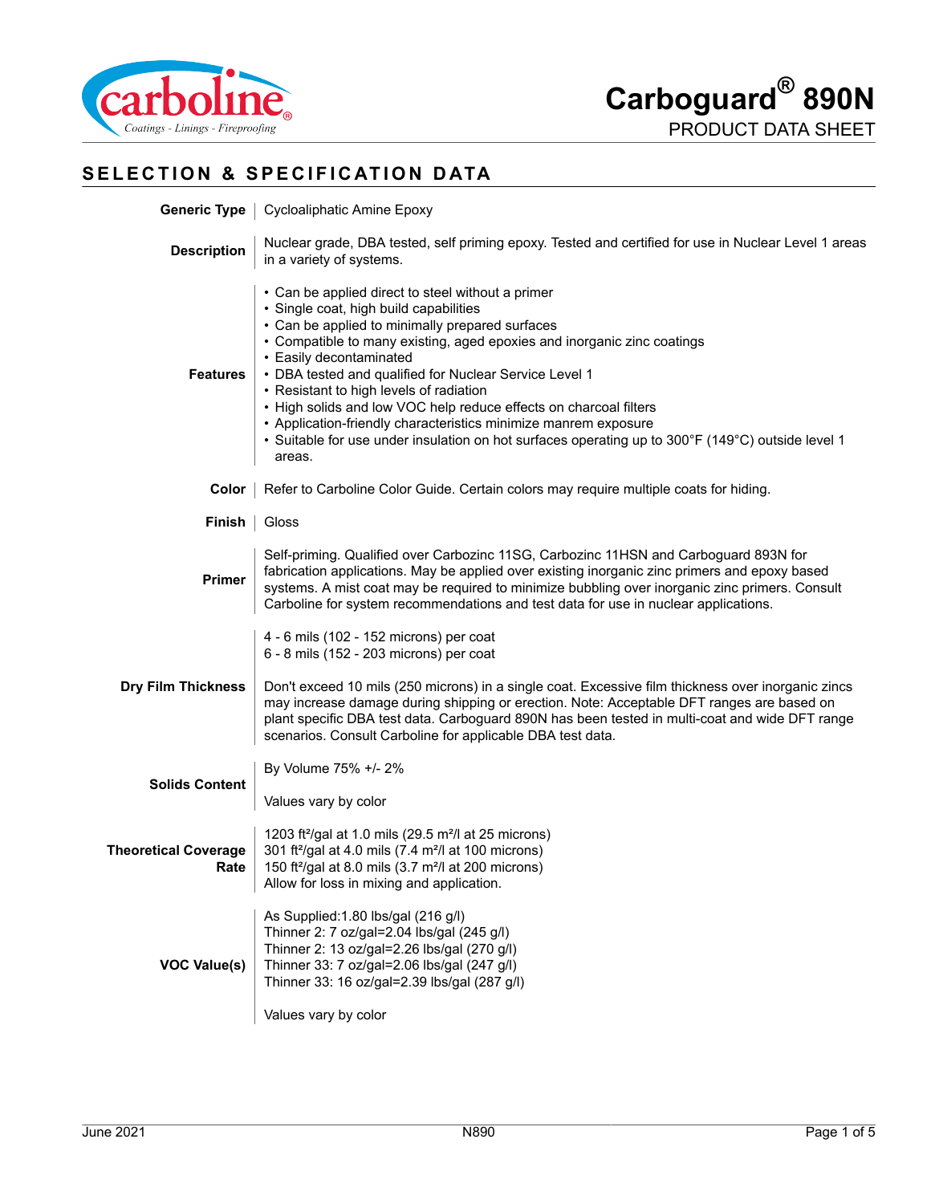# Carboguard® 890N

PRODUCT DATA SHEET

## SELECTION & SPECIFICATION DATA

**Generic Type**

Cycloaliphatic Amine Epoxy

**Description**

Nuclear grade, DBA tested, self priming epoxy. Tested and certified for use in Nuclear Level 1 areas in a variety of systems.

**Features**

- Can be applied direct to steel without a primer
- Single coat, high build capabilities
- Can be applied to minimally prepared surfaces
- Compatible to many existing, aged epoxies and inorganic zinc coatings
- Easily decontaminated
- DBA tested and qualified for Nuclear Service Level 1
- Resistant to high levels of radiation
- High solids and low VOC help reduce effects on charcoal filters
- Application-friendly characteristics minimize manrem exposure
- Suitable for use under insulation on hot surfaces operating up to 300°F (149°C) outside level 1 areas.

**Color**

Refer to Carboline Color Guide. Certain colors may require multiple coats for hiding.

**Finish**

Gloss

**Primer**

Self-priming. Qualified over Carbozinc 11SG, Carbozinc 11HSN and Carboguard 893N for fabrication applications. May be applied over existing inorganic zinc primers and epoxy based systems. A mist coat may be required to minimize bubbling over inorganic zinc primers. Consult Carboline for system recommendations and test data for use in nuclear applications.

**Dry Film Thickness**

4 - 6 mils (102 - 152 microns) per coat
6 - 8 mils (152 - 203 microns) per coat

Don't exceed 10 mils (250 microns) in a single coat. Excessive film thickness over inorganic zincs may increase damage during shipping or erection. Note: Acceptable DFT ranges are based on plant specific DBA test data. Carboguard 890N has been tested in multi-coat and wide DFT range scenarios. Consult Carboline for applicable DBA test data.

**Solids Content**

By Volume 75% +/- 2%

Values vary by color

**Theoretical Coverage Rate**

1203 ft²/gal at 1.0 mils (29.5 m²/l at 25 microns)
301 ft²/gal at 4.0 mils (7.4 m²/l at 100 microns)
150 ft²/gal at 8.0 mils (3.7 m²/l at 200 microns)
Allow for loss in mixing and application.

**VOC Value(s)**

As Supplied:1.80 lbs/gal (216 g/l)
Thinner 2: 7 oz/gal=2.04 lbs/gal (245 g/l)
Thinner 2: 13 oz/gal=2.26 lbs/gal (270 g/l)
Thinner 33: 7 oz/gal=2.06 lbs/gal (247 g/l)
Thinner 33: 16 oz/gal=2.39 lbs/gal (287 g/l)

Values vary by color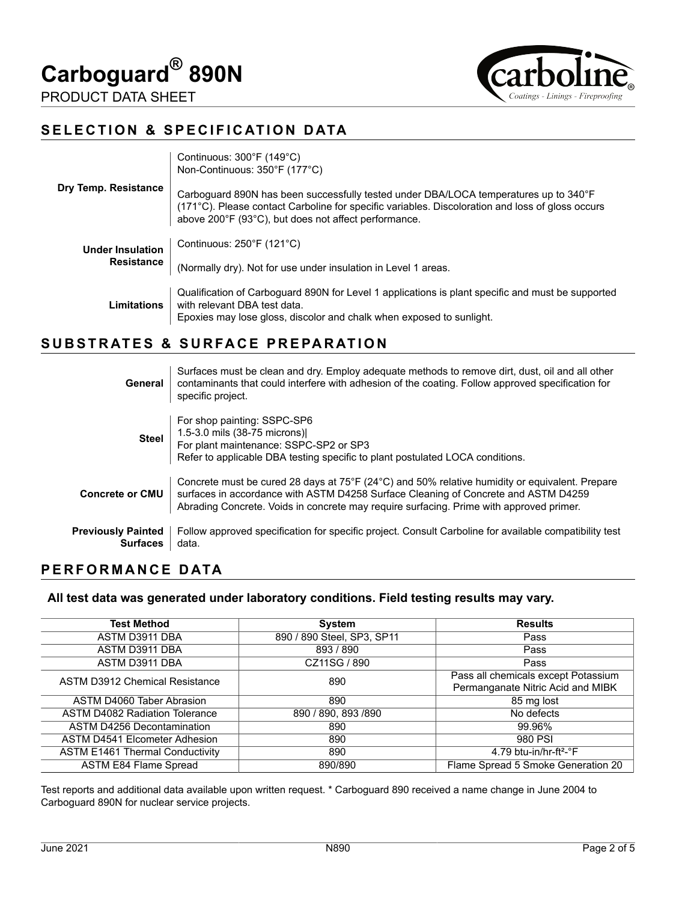# Carboguard® 890N

PRODUCT DATA SHEET

## SELECTION & SPECIFICATION DATA

**Dry Temp. Resistance**

Continuous: 300°F (149°C)
Non-Continuous: 350°F (177°C)

Carboguard 890N has been successfully tested under DBA/LOCA temperatures up to 340°F (171°C). Please contact Carboline for specific variables. Discoloration and loss of gloss occurs above 200°F (93°C), but does not affect performance.

**Under Insulation Resistance**

Continuous: 250°F (121°C)

(Normally dry). Not for use under insulation in Level 1 areas.

**Limitations**

Qualification of Carboguard 890N for Level 1 applications is plant specific and must be supported with relevant DBA test data.
Epoxies may lose gloss, discolor and chalk when exposed to sunlight.

## SUBSTRATES & SURFACE PREPARATION

**General**

Surfaces must be clean and dry. Employ adequate methods to remove dirt, dust, oil and all other contaminants that could interfere with adhesion of the coating. Follow approved specification for specific project.

**Steel**

For shop painting: SSPC-SP6
1.5-3.0 mils (38-75 microns)|
For plant maintenance: SSPC-SP2 or SP3
Refer to applicable DBA testing specific to plant postulated LOCA conditions.

**Concrete or CMU**

Concrete must be cured 28 days at 75°F (24°C) and 50% relative humidity or equivalent. Prepare surfaces in accordance with ASTM D4258 Surface Cleaning of Concrete and ASTM D4259 Abrading Concrete. Voids in concrete may require surfacing. Prime with approved primer.

**Previously Painted Surfaces**

Follow approved specification for specific project. Consult Carboline for available compatibility test data.

## PERFORMANCE DATA

**All test data was generated under laboratory conditions. Field testing results may vary.**

| Test Method | System | Results |
|---|---|---|
| ASTM D3911 DBA | 890 / 890 Steel, SP3, SP11 | Pass |
| ASTM D3911 DBA | 893 / 890 | Pass |
| ASTM D3911 DBA | CZ11SG / 890 | Pass |
| ASTM D3912 Chemical Resistance | 890 | Pass all chemicals except Potassium Permanganate Nitric Acid and MIBK |
| ASTM D4060 Taber Abrasion | 890 | 85 mg lost |
| ASTM D4082 Radiation Tolerance | 890 / 890, 893 /890 | No defects |
| ASTM D4256 Decontamination | 890 | 99.96% |
| ASTM D4541 Elcometer Adhesion | 890 | 980 PSI |
| ASTM E1461 Thermal Conductivity | 890 | 4.79 btu-in/hr-ft²-°F |
| ASTM E84 Flame Spread | 890/890 | Flame Spread 5 Smoke Generation 20 |

Test reports and additional data available upon written request. * Carboguard 890 received a name change in June 2004 to Carboguard 890N for nuclear service projects.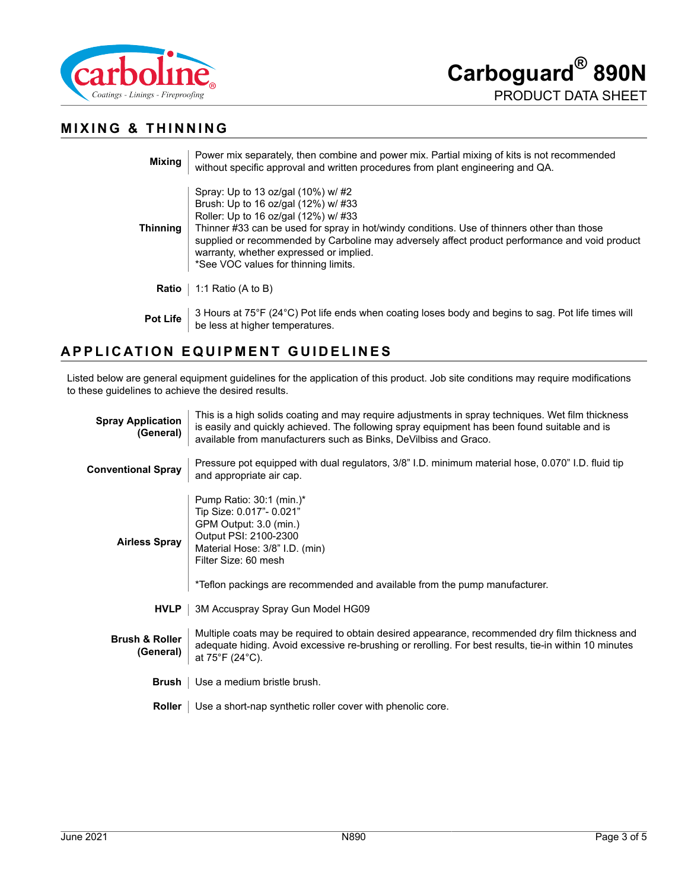## MIXING & THINNING

| | |
|---|---|
| **Mixing** | Power mix separately, then combine and power mix. Partial mixing of kits is not recommended without specific approval and written procedures from plant engineering and QA. |
| **Thinning** | Spray: Up to 13 oz/gal (10%) w/ #2<br>Brush: Up to 16 oz/gal (12%) w/ #33<br>Roller: Up to 16 oz/gal (12%) w/ #33<br>Thinner #33 can be used for spray in hot/windy conditions. Use of thinners other than those supplied or recommended by Carboline may adversely affect product performance and void product warranty, whether expressed or implied.<br>*See VOC values for thinning limits. |
| **Ratio** | 1:1 Ratio (A to B) |
| **Pot Life** | 3 Hours at 75°F (24°C) Pot life ends when coating loses body and begins to sag. Pot life times will be less at higher temperatures. |

## APPLICATION EQUIPMENT GUIDELINES

Listed below are general equipment guidelines for the application of this product. Job site conditions may require modifications to these guidelines to achieve the desired results.

| | |
|---|---|
| **Spray Application (General)** | This is a high solids coating and may require adjustments in spray techniques. Wet film thickness is easily and quickly achieved. The following spray equipment has been found suitable and is available from manufacturers such as Binks, DeVilbiss and Graco. |
| **Conventional Spray** | Pressure pot equipped with dual regulators, 3/8" I.D. minimum material hose, 0.070" I.D. fluid tip and appropriate air cap. |
| **Airless Spray** | Pump Ratio: 30:1 (min.)*<br>Tip Size: 0.017"- 0.021"<br>GPM Output: 3.0 (min.)<br>Output PSI: 2100-2300<br>Material Hose: 3/8" I.D. (min)<br>Filter Size: 60 mesh<br><br>*Teflon packings are recommended and available from the pump manufacturer. |
| **HVLP** | 3M Accuspray Spray Gun Model HG09 |
| **Brush & Roller (General)** | Multiple coats may be required to obtain desired appearance, recommended dry film thickness and adequate hiding. Avoid excessive re-brushing or rerolling. For best results, tie-in within 10 minutes at 75°F (24°C). |
| **Brush** | Use a medium bristle brush. |
| **Roller** | Use a short-nap synthetic roller cover with phenolic core. |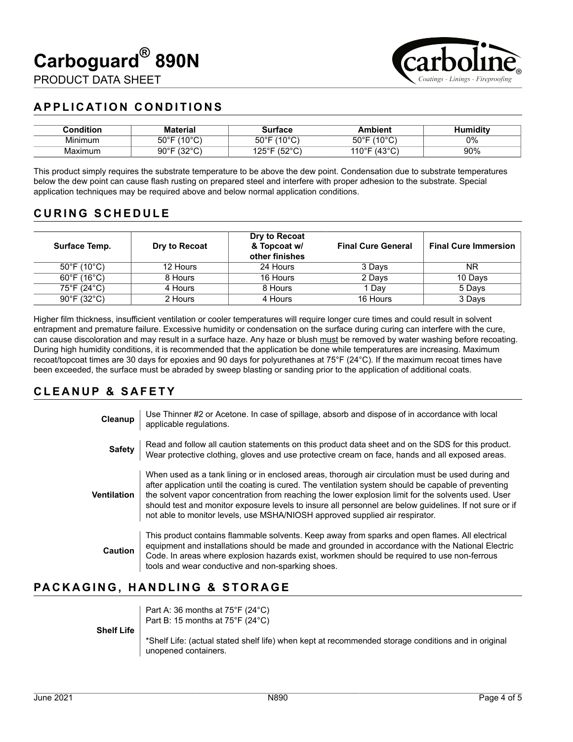# Carboguard® 890N

PRODUCT DATA SHEET

## APPLICATION CONDITIONS

| Condition | Material | Surface | Ambient | Humidity |
|---|---|---|---|---|
| Minimum | 50°F (10°C) | 50°F (10°C) | 50°F (10°C) | 0% |
| Maximum | 90°F (32°C) | 125°F (52°C) | 110°F (43°C) | 90% |

This product simply requires the substrate temperature to be above the dew point. Condensation due to substrate temperatures below the dew point can cause flash rusting on prepared steel and interfere with proper adhesion to the substrate. Special application techniques may be required above and below normal application conditions.

## CURING SCHEDULE

| Surface Temp. | Dry to Recoat | Dry to Recoat & Topcoat w/ other finishes | Final Cure General | Final Cure Immersion |
|---|---|---|---|---|
| 50°F (10°C) | 12 Hours | 24 Hours | 3 Days | NR |
| 60°F (16°C) | 8 Hours | 16 Hours | 2 Days | 10 Days |
| 75°F (24°C) | 4 Hours | 8 Hours | 1 Day | 5 Days |
| 90°F (32°C) | 2 Hours | 4 Hours | 16 Hours | 3 Days |

Higher film thickness, insufficient ventilation or cooler temperatures will require longer cure times and could result in solvent entrapment and premature failure. Excessive humidity or condensation on the surface during curing can interfere with the cure, can cause discoloration and may result in a surface haze. Any haze or blush must be removed by water washing before recoating. During high humidity conditions, it is recommended that the application be done while temperatures are increasing. Maximum recoat/topcoat times are 30 days for epoxies and 90 days for polyurethanes at 75°F (24°C). If the maximum recoat times have been exceeded, the surface must be abraded by sweep blasting or sanding prior to the application of additional coats.

## CLEANUP & SAFETY

**Cleanup**
Use Thinner #2 or Acetone. In case of spillage, absorb and dispose of in accordance with local applicable regulations.

**Safety**
Read and follow all caution statements on this product data sheet and on the SDS for this product. Wear protective clothing, gloves and use protective cream on face, hands and all exposed areas.

**Ventilation**
When used as a tank lining or in enclosed areas, thorough air circulation must be used during and after application until the coating is cured. The ventilation system should be capable of preventing the solvent vapor concentration from reaching the lower explosion limit for the solvents used. User should test and monitor exposure levels to insure all personnel are below guidelines. If not sure or if not able to monitor levels, use MSHA/NIOSH approved supplied air respirator.

**Caution**
This product contains flammable solvents. Keep away from sparks and open flames. All electrical equipment and installations should be made and grounded in accordance with the National Electric Code. In areas where explosion hazards exist, workmen should be required to use non-ferrous tools and wear conductive and non-sparking shoes.

## PACKAGING, HANDLING & STORAGE

**Shelf Life**
Part A: 36 months at 75°F (24°C)
Part B: 15 months at 75°F (24°C)

*Shelf Life: (actual stated shelf life) when kept at recommended storage conditions and in original unopened containers.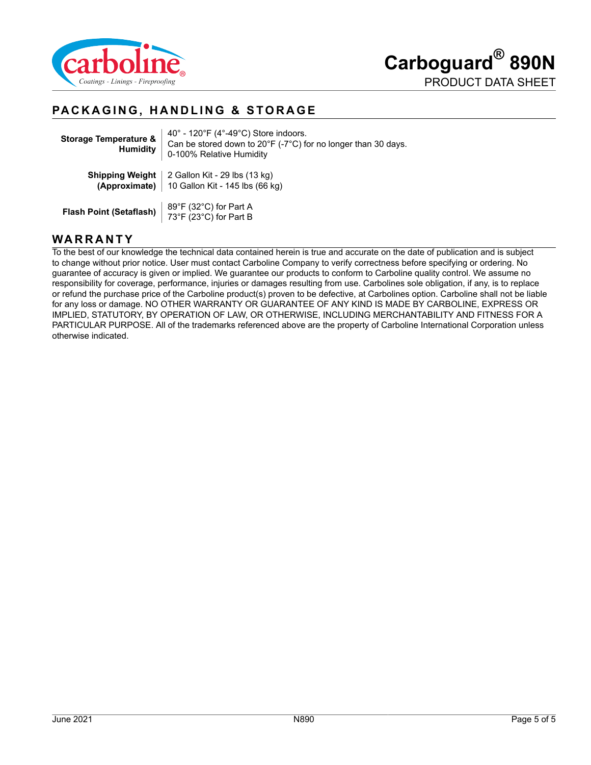## PACKAGING, HANDLING & STORAGE

| | |
|---|---|
| **Storage Temperature & Humidity** | 40° - 120°F (4°-49°C) Store indoors.<br>Can be stored down to 20°F (-7°C) for no longer than 30 days.<br>0-100% Relative Humidity |
| **Shipping Weight (Approximate)** | 2 Gallon Kit - 29 lbs (13 kg)<br>10 Gallon Kit - 145 lbs (66 kg) |
| **Flash Point (Setaflash)** | 89°F (32°C) for Part A<br>73°F (23°C) for Part B |

## WARRANTY

To the best of our knowledge the technical data contained herein is true and accurate on the date of publication and is subject to change without prior notice. User must contact Carboline Company to verify correctness before specifying or ordering. No guarantee of accuracy is given or implied. We guarantee our products to conform to Carboline quality control. We assume no responsibility for coverage, performance, injuries or damages resulting from use. Carbolines sole obligation, if any, is to replace or refund the purchase price of the Carboline product(s) proven to be defective, at Carbolines option. Carboline shall not be liable for any loss or damage. NO OTHER WARRANTY OR GUARANTEE OF ANY KIND IS MADE BY CARBOLINE, EXPRESS OR IMPLIED, STATUTORY, BY OPERATION OF LAW, OR OTHERWISE, INCLUDING MERCHANTABILITY AND FITNESS FOR A PARTICULAR PURPOSE. All of the trademarks referenced above are the property of Carboline International Corporation unless otherwise indicated.